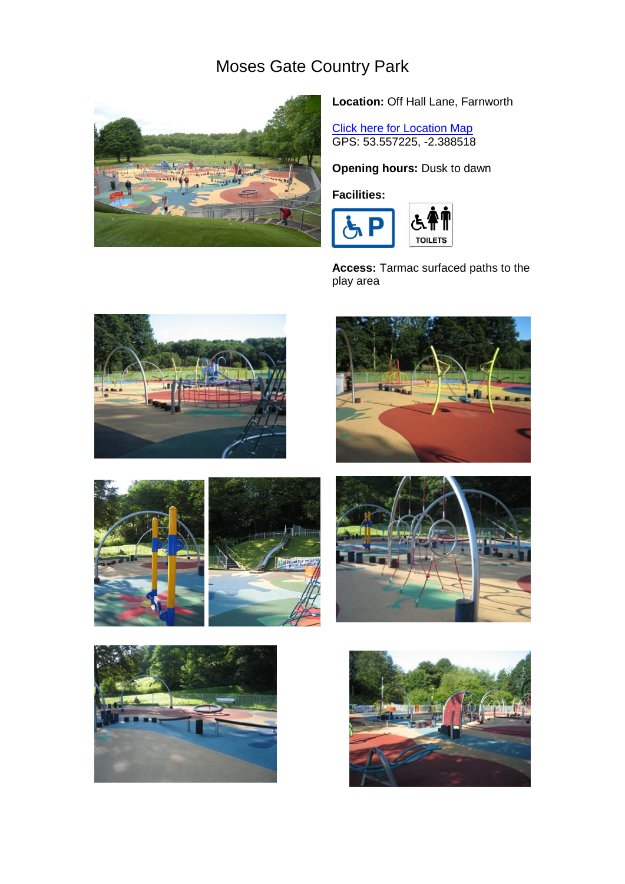# Moses Gate Country Park

**Location:** Off Hall Lane, Farnworth

[Click here for Location Map](#)
GPS: 53.557225, -2.388518

**Opening hours:** Dusk to dawn

**Facilities:**

TOILETS

**Access:** Tarmac surfaced paths to the play area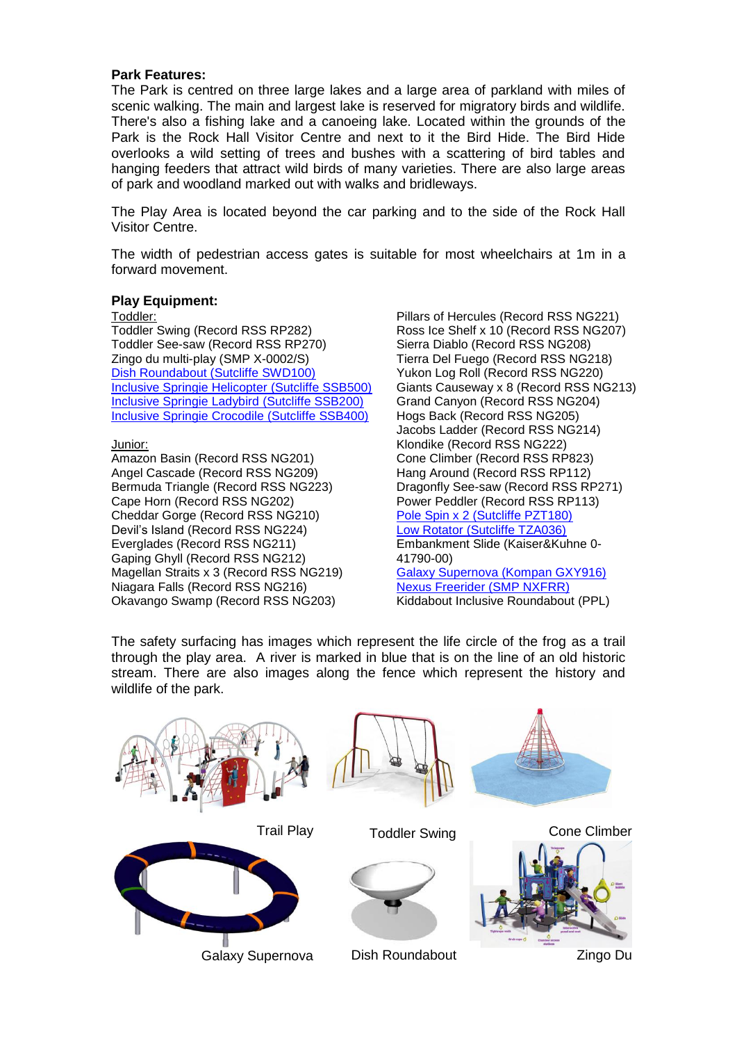**Park Features:**

The Park is centred on three large lakes and a large area of parkland with miles of scenic walking. The main and largest lake is reserved for migratory birds and wildlife. There's also a fishing lake and a canoeing lake. Located within the grounds of the Park is the Rock Hall Visitor Centre and next to it the Bird Hide. The Bird Hide overlooks a wild setting of trees and bushes with a scattering of bird tables and hanging feeders that attract wild birds of many varieties. There are also large areas of park and woodland marked out with walks and bridleways.

The Play Area is located beyond the car parking and to the side of the Rock Hall Visitor Centre.

The width of pedestrian access gates is suitable for most wheelchairs at 1m in a forward movement.

**Play Equipment:**

Toddler:

Toddler Swing (Record RSS RP282)
Toddler See-saw (Record RSS RP270)
Zingo du multi-play (SMP X-0002/S)
Dish Roundabout (Sutcliffe SWD100)
Inclusive Springie Helicopter (Sutcliffe SSB500)
Inclusive Springie Ladybird (Sutcliffe SSB200)
Inclusive Springie Crocodile (Sutcliffe SSB400)

Junior:

Amazon Basin (Record RSS NG201)
Angel Cascade (Record RSS NG209)
Bermuda Triangle (Record RSS NG223)
Cape Horn (Record RSS NG202)
Cheddar Gorge (Record RSS NG210)
Devil's Island (Record RSS NG224)
Everglades (Record RSS NG211)
Gaping Ghyll (Record RSS NG212)
Magellan Straits x 3 (Record RSS NG219)
Niagara Falls (Record RSS NG216)
Okavango Swamp (Record RSS NG203)
Pillars of Hercules (Record RSS NG221)
Ross Ice Shelf x 10 (Record RSS NG207)
Sierra Diablo (Record RSS NG208)
Tierra Del Fuego (Record RSS NG218)
Yukon Log Roll (Record RSS NG220)
Giants Causeway x 8 (Record RSS NG213)
Grand Canyon (Record RSS NG204)
Hogs Back (Record RSS NG205)
Jacobs Ladder (Record RSS NG214)
Klondike (Record RSS NG222)
Cone Climber (Record RSS RP823)
Hang Around (Record RSS RP112)
Dragonfly See-saw (Record RSS RP271)
Power Peddler (Record RSS RP113)
Pole Spin x 2 (Sutcliffe PZT180)
Low Rotator (Sutcliffe TZA036)
Embankment Slide (Kaiser&Kuhne 0-41790-00)
Galaxy Supernova (Kompan GXY916)
Nexus Freerider (SMP NXFRR)
Kiddabout Inclusive Roundabout (PPL)

The safety surfacing has images which represent the life circle of the frog as a trail through the play area. A river is marked in blue that is on the line of an old historic stream. There are also images along the fence which represent the history and wildlife of the park.

Trail Play

Toddler Swing

Cone Climber

Galaxy Supernova

Dish Roundabout

Zingo Du